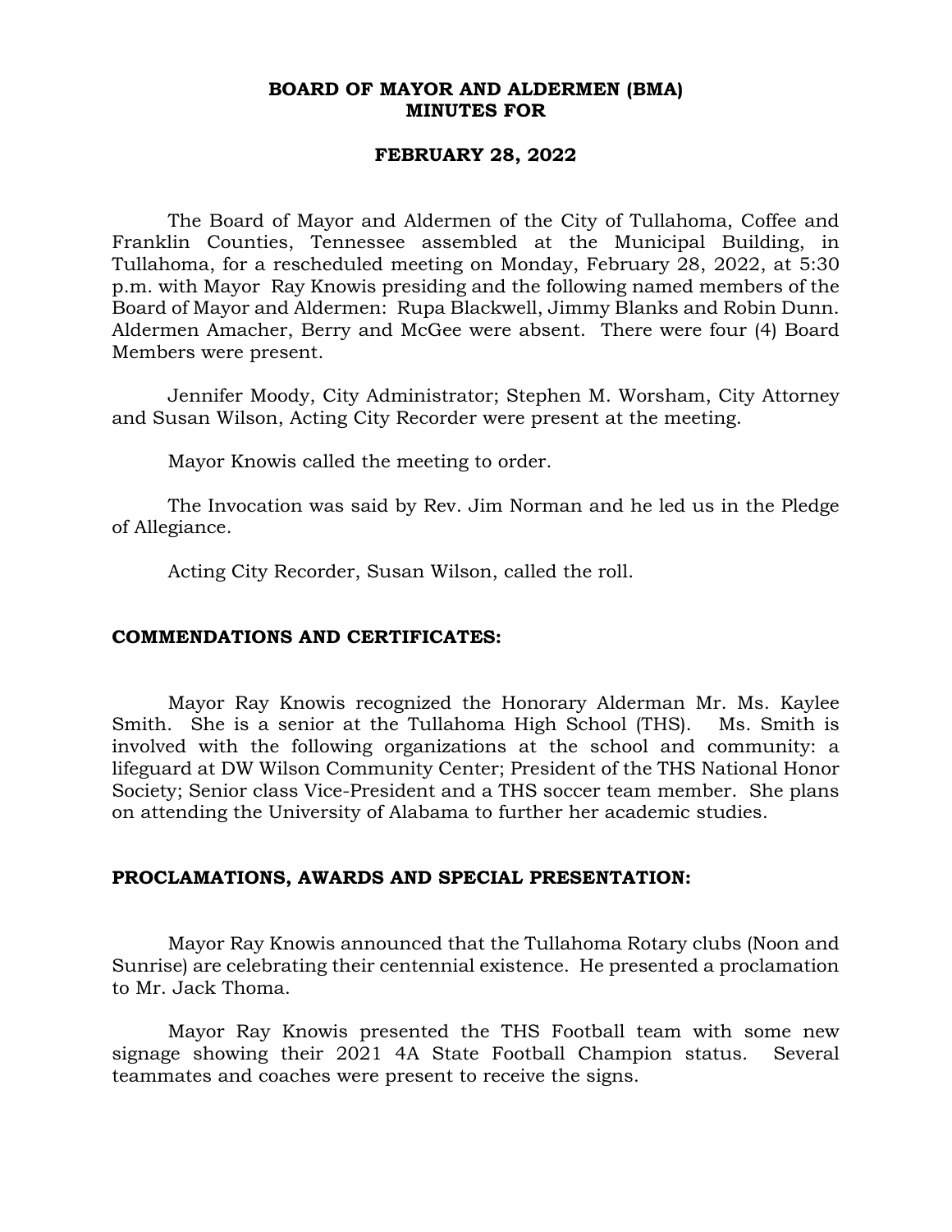**BOARD OF MAYOR AND ALDERMEN (BMA)**
**MINUTES FOR**

**FEBRUARY 28, 2022**

The Board of Mayor and Aldermen of the City of Tullahoma, Coffee and Franklin Counties, Tennessee assembled at the Municipal Building, in Tullahoma, for a rescheduled meeting on Monday, February 28, 2022, at 5:30 p.m. with Mayor Ray Knowis presiding and the following named members of the Board of Mayor and Aldermen: Rupa Blackwell, Jimmy Blanks and Robin Dunn. Aldermen Amacher, Berry and McGee were absent. There were four (4) Board Members were present.

Jennifer Moody, City Administrator; Stephen M. Worsham, City Attorney and Susan Wilson, Acting City Recorder were present at the meeting.

Mayor Knowis called the meeting to order.

The Invocation was said by Rev. Jim Norman and he led us in the Pledge of Allegiance.

Acting City Recorder, Susan Wilson, called the roll.

**COMMENDATIONS AND CERTIFICATES:**

Mayor Ray Knowis recognized the Honorary Alderman Mr. Ms. Kaylee Smith. She is a senior at the Tullahoma High School (THS). Ms. Smith is involved with the following organizations at the school and community: a lifeguard at DW Wilson Community Center; President of the THS National Honor Society; Senior class Vice-President and a THS soccer team member. She plans on attending the University of Alabama to further her academic studies.

**PROCLAMATIONS, AWARDS AND SPECIAL PRESENTATION:**

Mayor Ray Knowis announced that the Tullahoma Rotary clubs (Noon and Sunrise) are celebrating their centennial existence. He presented a proclamation to Mr. Jack Thoma.

Mayor Ray Knowis presented the THS Football team with some new signage showing their 2021 4A State Football Champion status. Several teammates and coaches were present to receive the signs.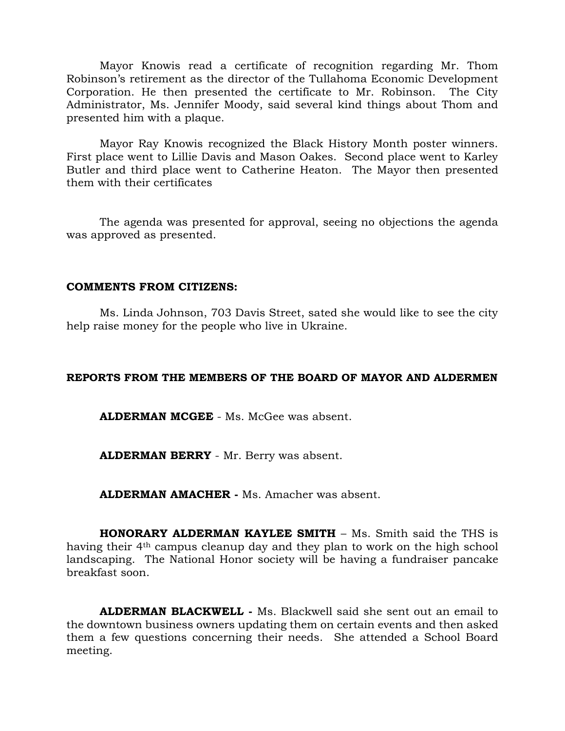Mayor Knowis read a certificate of recognition regarding Mr. Thom Robinson's retirement as the director of the Tullahoma Economic Development Corporation. He then presented the certificate to Mr. Robinson. The City Administrator, Ms. Jennifer Moody, said several kind things about Thom and presented him with a plaque.

Mayor Ray Knowis recognized the Black History Month poster winners. First place went to Lillie Davis and Mason Oakes. Second place went to Karley Butler and third place went to Catherine Heaton. The Mayor then presented them with their certificates

The agenda was presented for approval, seeing no objections the agenda was approved as presented.

**COMMENTS FROM CITIZENS:**

Ms. Linda Johnson, 703 Davis Street, sated she would like to see the city help raise money for the people who live in Ukraine.

**REPORTS FROM THE MEMBERS OF THE BOARD OF MAYOR AND ALDERMEN**

**ALDERMAN MCGEE** - Ms. McGee was absent.

**ALDERMAN BERRY** - Mr. Berry was absent.

**ALDERMAN AMACHER -** Ms. Amacher was absent.

**HONORARY ALDERMAN KAYLEE SMITH** – Ms. Smith said the THS is having their 4th campus cleanup day and they plan to work on the high school landscaping. The National Honor society will be having a fundraiser pancake breakfast soon.

**ALDERMAN BLACKWELL -** Ms. Blackwell said she sent out an email to the downtown business owners updating them on certain events and then asked them a few questions concerning their needs. She attended a School Board meeting.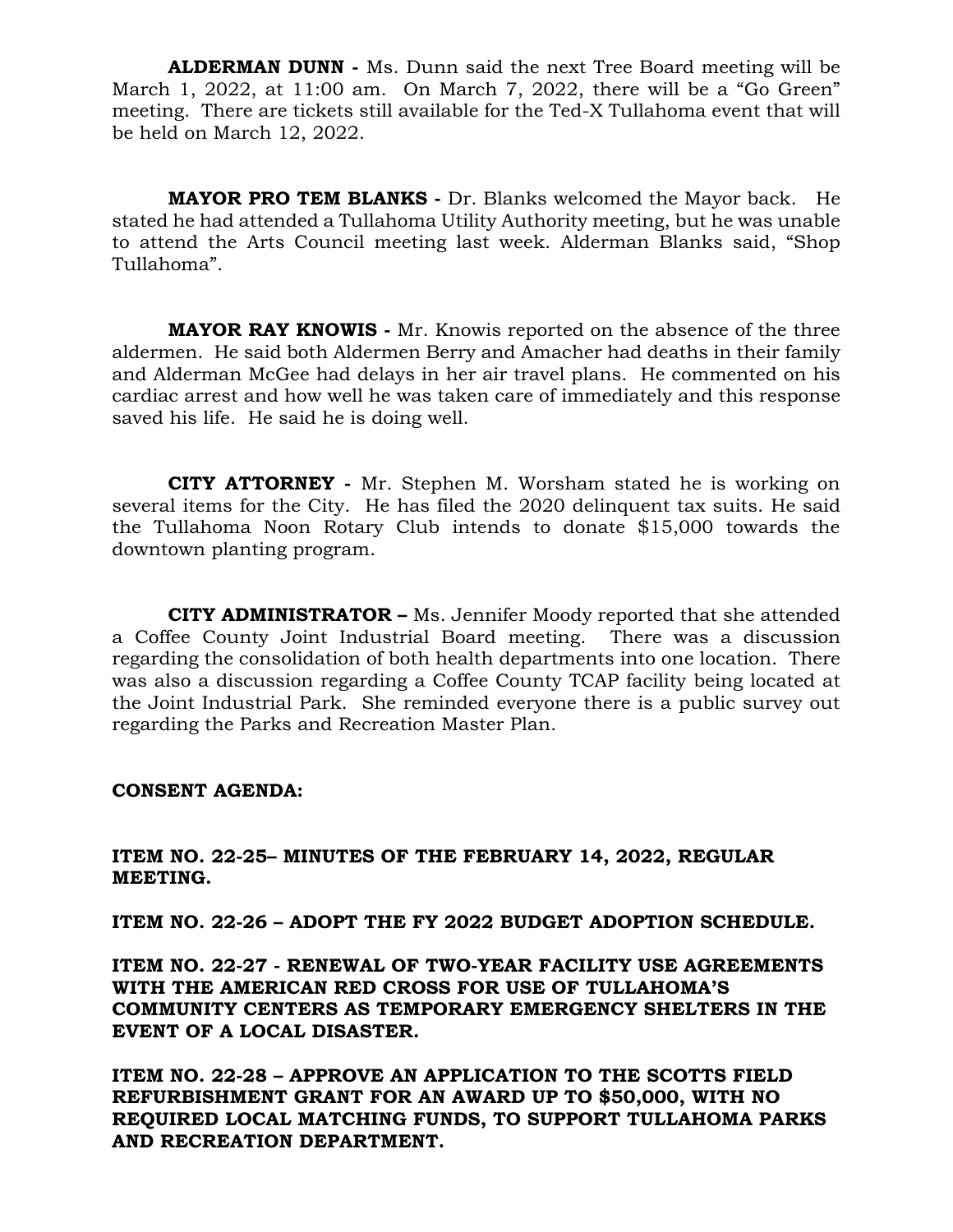**ALDERMAN DUNN -** Ms. Dunn said the next Tree Board meeting will be March 1, 2022, at 11:00 am. On March 7, 2022, there will be a "Go Green" meeting. There are tickets still available for the Ted-X Tullahoma event that will be held on March 12, 2022.

**MAYOR PRO TEM BLANKS -** Dr. Blanks welcomed the Mayor back. He stated he had attended a Tullahoma Utility Authority meeting, but he was unable to attend the Arts Council meeting last week. Alderman Blanks said, "Shop Tullahoma".

**MAYOR RAY KNOWIS -** Mr. Knowis reported on the absence of the three aldermen. He said both Aldermen Berry and Amacher had deaths in their family and Alderman McGee had delays in her air travel plans. He commented on his cardiac arrest and how well he was taken care of immediately and this response saved his life. He said he is doing well.

**CITY ATTORNEY -** Mr. Stephen M. Worsham stated he is working on several items for the City. He has filed the 2020 delinquent tax suits. He said the Tullahoma Noon Rotary Club intends to donate $15,000 towards the downtown planting program.

**CITY ADMINISTRATOR –** Ms. Jennifer Moody reported that she attended a Coffee County Joint Industrial Board meeting. There was a discussion regarding the consolidation of both health departments into one location. There was also a discussion regarding a Coffee County TCAP facility being located at the Joint Industrial Park. She reminded everyone there is a public survey out regarding the Parks and Recreation Master Plan.

**CONSENT AGENDA:**

**ITEM NO. 22-25– MINUTES OF THE FEBRUARY 14, 2022, REGULAR MEETING.**

**ITEM NO. 22-26 – ADOPT THE FY 2022 BUDGET ADOPTION SCHEDULE.**

**ITEM NO. 22-27 - RENEWAL OF TWO-YEAR FACILITY USE AGREEMENTS WITH THE AMERICAN RED CROSS FOR USE OF TULLAHOMA'S COMMUNITY CENTERS AS TEMPORARY EMERGENCY SHELTERS IN THE EVENT OF A LOCAL DISASTER.**

**ITEM NO. 22-28 – APPROVE AN APPLICATION TO THE SCOTTS FIELD REFURBISHMENT GRANT FOR AN AWARD UP TO $50,000, WITH NO REQUIRED LOCAL MATCHING FUNDS, TO SUPPORT TULLAHOMA PARKS AND RECREATION DEPARTMENT.**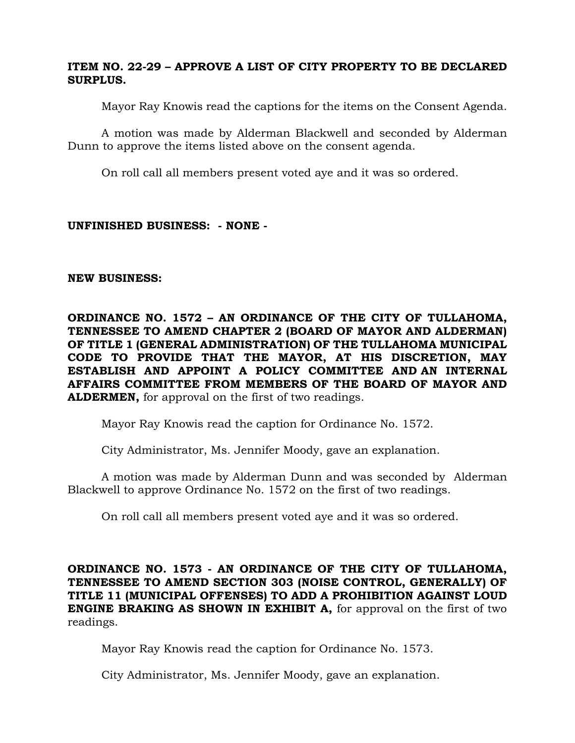**ITEM NO. 22-29 – APPROVE A LIST OF CITY PROPERTY TO BE DECLARED SURPLUS.**

Mayor Ray Knowis read the captions for the items on the Consent Agenda.

A motion was made by Alderman Blackwell and seconded by Alderman Dunn to approve the items listed above on the consent agenda.

On roll call all members present voted aye and it was so ordered.

**UNFINISHED BUSINESS: - NONE -**

**NEW BUSINESS:**

**ORDINANCE NO. 1572 – AN ORDINANCE OF THE CITY OF TULLAHOMA, TENNESSEE TO AMEND CHAPTER 2 (BOARD OF MAYOR AND ALDERMAN) OF TITLE 1 (GENERAL ADMINISTRATION) OF THE TULLAHOMA MUNICIPAL CODE TO PROVIDE THAT THE MAYOR, AT HIS DISCRETION, MAY ESTABLISH AND APPOINT A POLICY COMMITTEE AND AN INTERNAL AFFAIRS COMMITTEE FROM MEMBERS OF THE BOARD OF MAYOR AND ALDERMEN,** for approval on the first of two readings.

Mayor Ray Knowis read the caption for Ordinance No. 1572.

City Administrator, Ms. Jennifer Moody, gave an explanation.

A motion was made by Alderman Dunn and was seconded by Alderman Blackwell to approve Ordinance No. 1572 on the first of two readings.

On roll call all members present voted aye and it was so ordered.

**ORDINANCE NO. 1573 - AN ORDINANCE OF THE CITY OF TULLAHOMA, TENNESSEE TO AMEND SECTION 303 (NOISE CONTROL, GENERALLY) OF TITLE 11 (MUNICIPAL OFFENSES) TO ADD A PROHIBITION AGAINST LOUD ENGINE BRAKING AS SHOWN IN EXHIBIT A,** for approval on the first of two readings.

Mayor Ray Knowis read the caption for Ordinance No. 1573.

City Administrator, Ms. Jennifer Moody, gave an explanation.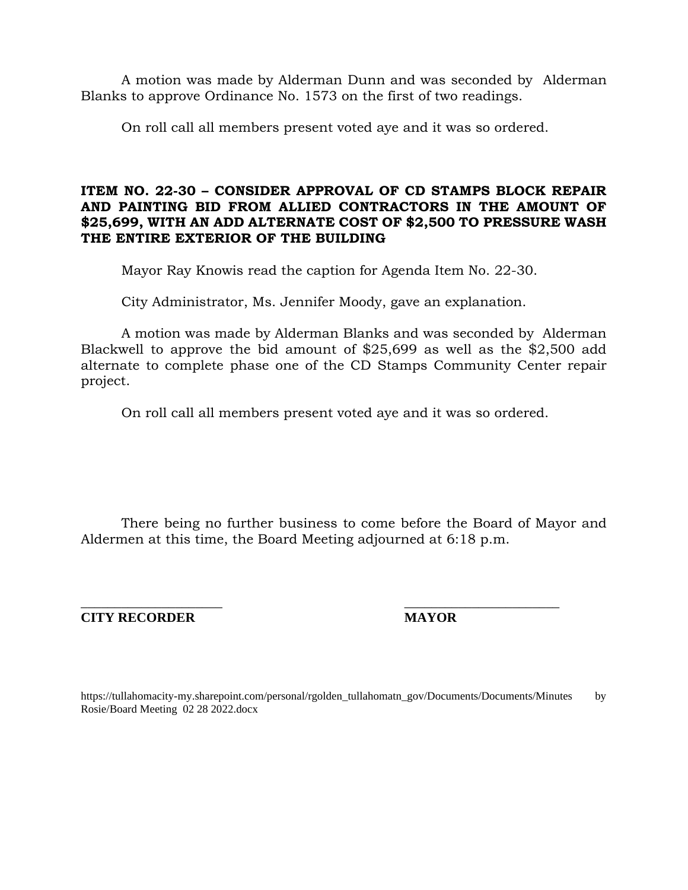A motion was made by Alderman Dunn and was seconded by Alderman Blanks to approve Ordinance No. 1573 on the first of two readings.

On roll call all members present voted aye and it was so ordered.

**ITEM NO. 22-30 – CONSIDER APPROVAL OF CD STAMPS BLOCK REPAIR AND PAINTING BID FROM ALLIED CONTRACTORS IN THE AMOUNT OF $25,699, WITH AN ADD ALTERNATE COST OF $2,500 TO PRESSURE WASH THE ENTIRE EXTERIOR OF THE BUILDING**

Mayor Ray Knowis read the caption for Agenda Item No. 22-30.

City Administrator, Ms. Jennifer Moody, gave an explanation.

A motion was made by Alderman Blanks and was seconded by Alderman Blackwell to approve the bid amount of $25,699 as well as the $2,500 add alternate to complete phase one of the CD Stamps Community Center repair project.

On roll call all members present voted aye and it was so ordered.

There being no further business to come before the Board of Mayor and Aldermen at this time, the Board Meeting adjourned at 6:18 p.m.

\_\_\_\_\_\_\_\_\_\_\_\_\_\_\_\_\_\_\_\_\_\_ &nbsp;&nbsp;&nbsp;&nbsp;&nbsp;&nbsp;&nbsp;&nbsp;&nbsp;&nbsp; \_\_\_\_\_\_\_\_\_\_\_\_\_\_\_\_\_\_\_\_\_\_\_\_

**CITY RECORDER** &nbsp;&nbsp;&nbsp;&nbsp;&nbsp;&nbsp;&nbsp;&nbsp;&nbsp;&nbsp;&nbsp;&nbsp;&nbsp;&nbsp;&nbsp;&nbsp;&nbsp;&nbsp;&nbsp;&nbsp; **MAYOR**

https://tullahomacity-my.sharepoint.com/personal/rgolden_tullahomatn_gov/Documents/Documents/Minutes by Rosie/Board Meeting 02 28 2022.docx